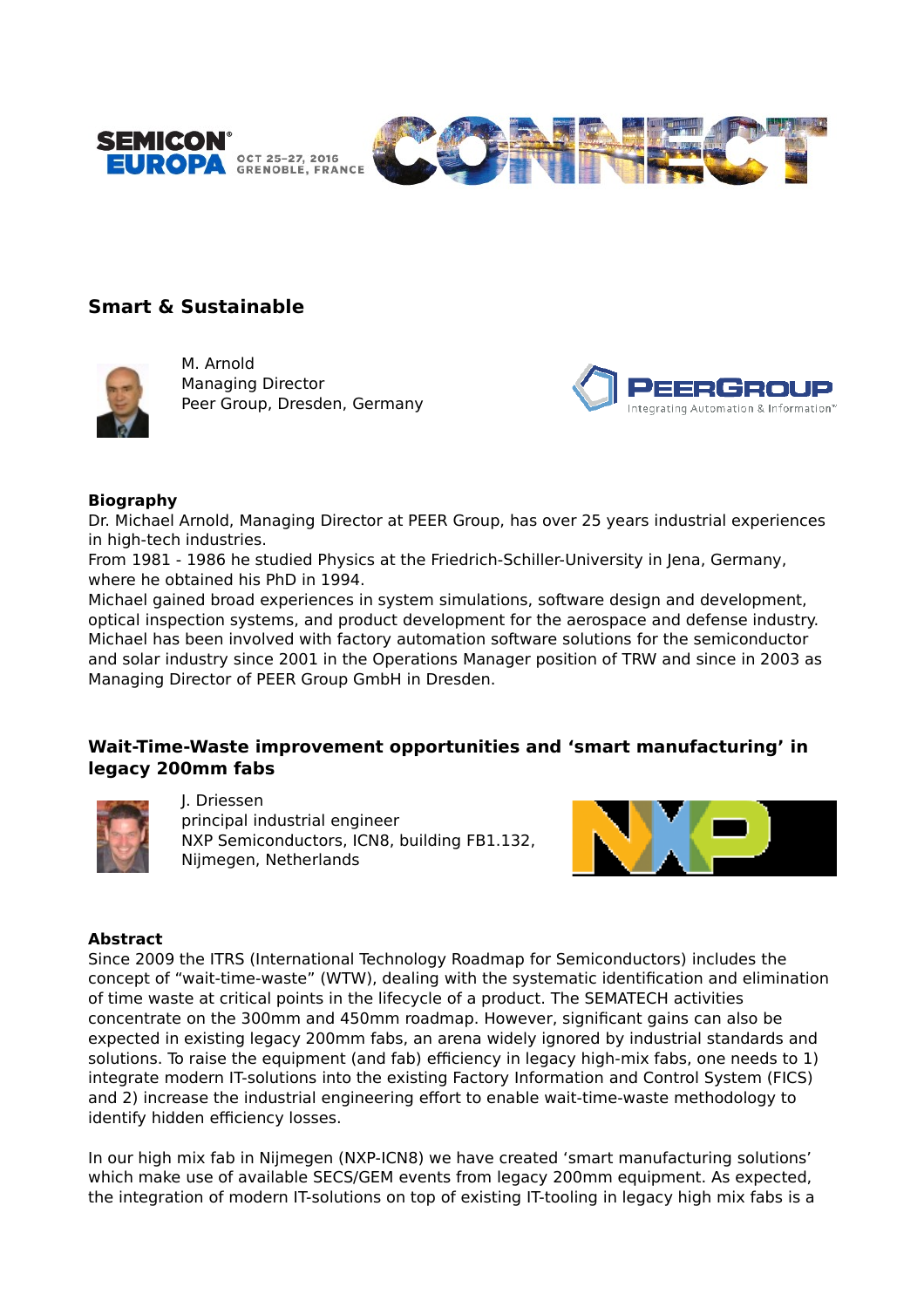SEMICON® EUROPA OCT 25-27, 2016 GRENOBLE, FRANCE

## Smart & Sustainable

M. Arnold
Managing Director
Peer Group, Dresden, Germany

### Biography

Dr. Michael Arnold, Managing Director at PEER Group, has over 25 years industrial experiences in high-tech industries.
From 1981 - 1986 he studied Physics at the Friedrich-Schiller-University in Jena, Germany, where he obtained his PhD in 1994.
Michael gained broad experiences in system simulations, software design and development, optical inspection systems, and product development for the aerospace and defense industry. Michael has been involved with factory automation software solutions for the semiconductor and solar industry since 2001 in the Operations Manager position of TRW and since in 2003 as Managing Director of PEER Group GmbH in Dresden.

## Wait-Time-Waste improvement opportunities and ‘smart manufacturing’ in legacy 200mm fabs

J. Driessen
principal industrial engineer
NXP Semiconductors, ICN8, building FB1.132,
Nijmegen, Netherlands

### Abstract

Since 2009 the ITRS (International Technology Roadmap for Semiconductors) includes the concept of “wait-time-waste” (WTW), dealing with the systematic identification and elimination of time waste at critical points in the lifecycle of a product. The SEMATECH activities concentrate on the 300mm and 450mm roadmap. However, significant gains can also be expected in existing legacy 200mm fabs, an arena widely ignored by industrial standards and solutions. To raise the equipment (and fab) efficiency in legacy high-mix fabs, one needs to 1) integrate modern IT-solutions into the existing Factory Information and Control System (FICS) and 2) increase the industrial engineering effort to enable wait-time-waste methodology to identify hidden efficiency losses.

In our high mix fab in Nijmegen (NXP-ICN8) we have created ‘smart manufacturing solutions’ which make use of available SECS/GEM events from legacy 200mm equipment. As expected, the integration of modern IT-solutions on top of existing IT-tooling in legacy high mix fabs is a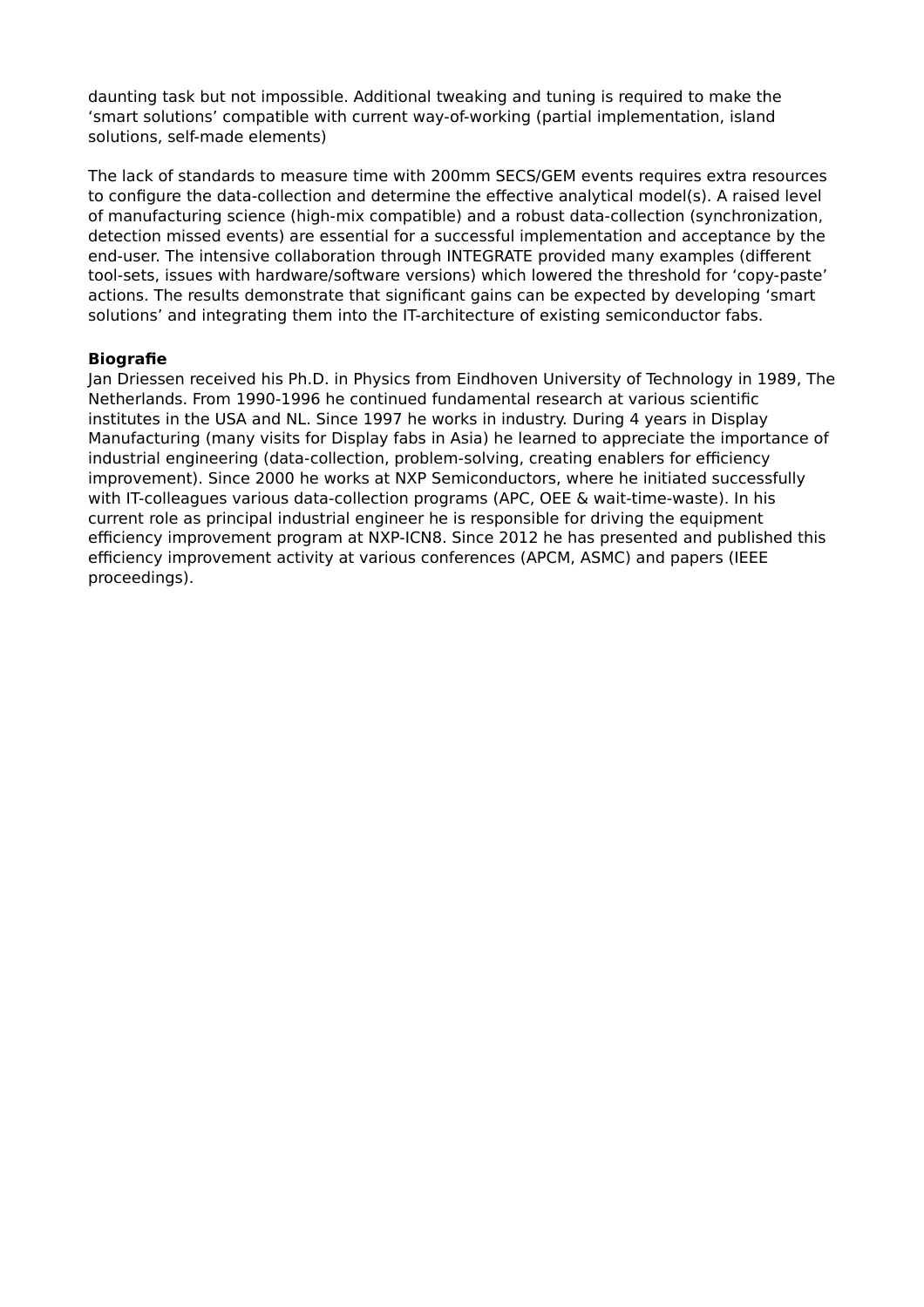daunting task but not impossible. Additional tweaking and tuning is required to make the 'smart solutions' compatible with current way-of-working (partial implementation, island solutions, self-made elements)

The lack of standards to measure time with 200mm SECS/GEM events requires extra resources to configure the data-collection and determine the effective analytical model(s). A raised level of manufacturing science (high-mix compatible) and a robust data-collection (synchronization, detection missed events) are essential for a successful implementation and acceptance by the end-user. The intensive collaboration through INTEGRATE provided many examples (different tool-sets, issues with hardware/software versions) which lowered the threshold for 'copy-paste' actions. The results demonstrate that significant gains can be expected by developing 'smart solutions' and integrating them into the IT-architecture of existing semiconductor fabs.

**Biografie**

Jan Driessen received his Ph.D. in Physics from Eindhoven University of Technology in 1989, The Netherlands. From 1990-1996 he continued fundamental research at various scientific institutes in the USA and NL. Since 1997 he works in industry. During 4 years in Display Manufacturing (many visits for Display fabs in Asia) he learned to appreciate the importance of industrial engineering (data-collection, problem-solving, creating enablers for efficiency improvement). Since 2000 he works at NXP Semiconductors, where he initiated successfully with IT-colleagues various data-collection programs (APC, OEE & wait-time-waste). In his current role as principal industrial engineer he is responsible for driving the equipment efficiency improvement program at NXP-ICN8. Since 2012 he has presented and published this efficiency improvement activity at various conferences (APCM, ASMC) and papers (IEEE proceedings).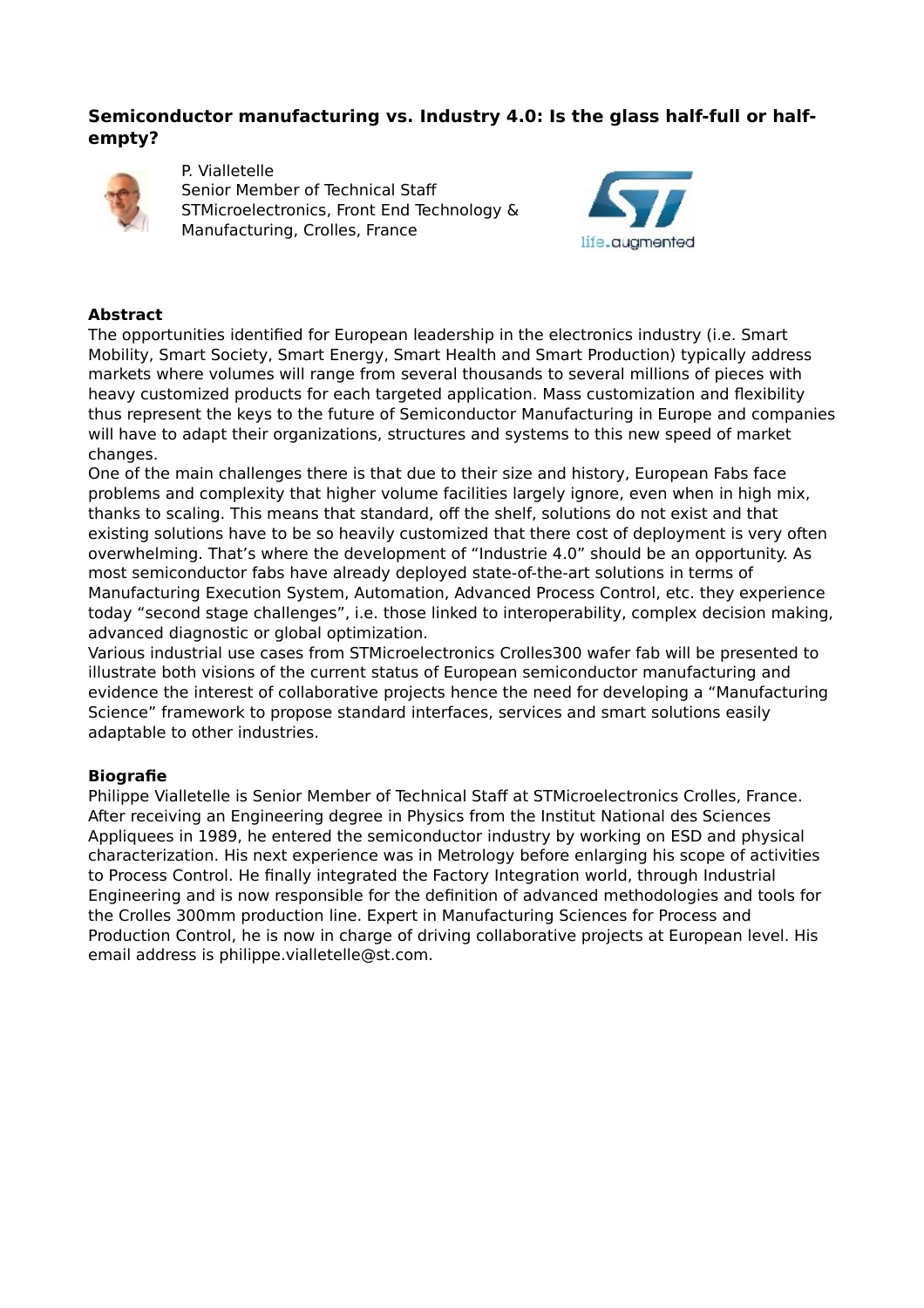# Semiconductor manufacturing vs. Industry 4.0: Is the glass half-full or half-empty?

P. Vialletelle
Senior Member of Technical Staff
STMicroelectronics, Front End Technology & Manufacturing, Crolles, France

**Abstract**

The opportunities identified for European leadership in the electronics industry (i.e. Smart Mobility, Smart Society, Smart Energy, Smart Health and Smart Production) typically address markets where volumes will range from several thousands to several millions of pieces with heavy customized products for each targeted application. Mass customization and flexibility thus represent the keys to the future of Semiconductor Manufacturing in Europe and companies will have to adapt their organizations, structures and systems to this new speed of market changes.

One of the main challenges there is that due to their size and history, European Fabs face problems and complexity that higher volume facilities largely ignore, even when in high mix, thanks to scaling. This means that standard, off the shelf, solutions do not exist and that existing solutions have to be so heavily customized that there cost of deployment is very often overwhelming. That's where the development of "Industrie 4.0" should be an opportunity. As most semiconductor fabs have already deployed state-of-the-art solutions in terms of Manufacturing Execution System, Automation, Advanced Process Control, etc. they experience today "second stage challenges", i.e. those linked to interoperability, complex decision making, advanced diagnostic or global optimization.

Various industrial use cases from STMicroelectronics Crolles300 wafer fab will be presented to illustrate both visions of the current status of European semiconductor manufacturing and evidence the interest of collaborative projects hence the need for developing a "Manufacturing Science" framework to propose standard interfaces, services and smart solutions easily adaptable to other industries.

**Biografie**

Philippe Vialletelle is Senior Member of Technical Staff at STMicroelectronics Crolles, France. After receiving an Engineering degree in Physics from the Institut National des Sciences Appliquees in 1989, he entered the semiconductor industry by working on ESD and physical characterization. His next experience was in Metrology before enlarging his scope of activities to Process Control. He finally integrated the Factory Integration world, through Industrial Engineering and is now responsible for the definition of advanced methodologies and tools for the Crolles 300mm production line. Expert in Manufacturing Sciences for Process and Production Control, he is now in charge of driving collaborative projects at European level. His email address is philippe.vialletelle@st.com.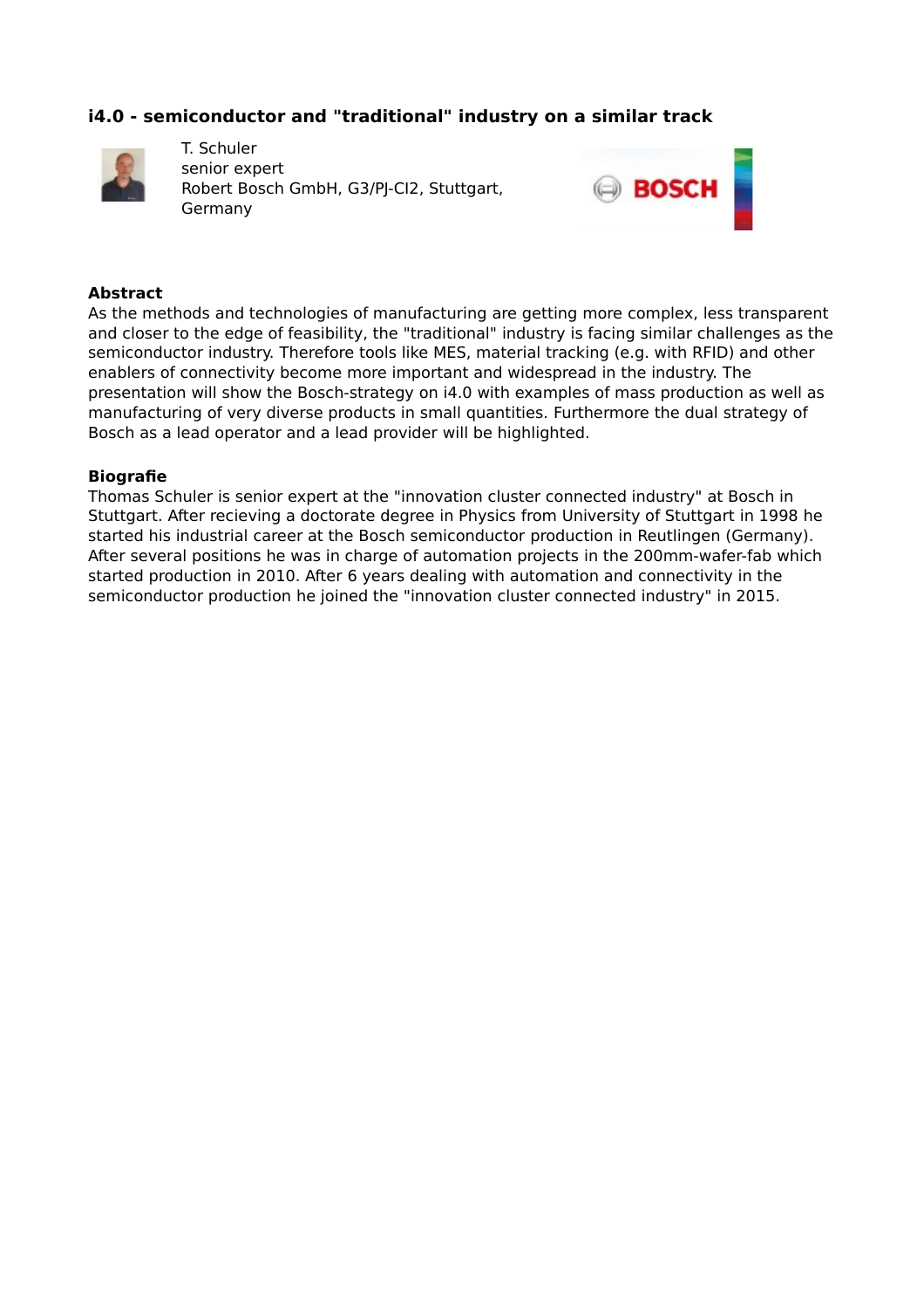## i4.0 - semiconductor and "traditional" industry on a similar track

T. Schuler
senior expert
Robert Bosch GmbH, G3/PJ-CI2, Stuttgart, Germany

**Abstract**

As the methods and technologies of manufacturing are getting more complex, less transparent and closer to the edge of feasibility, the "traditional" industry is facing similar challenges as the semiconductor industry. Therefore tools like MES, material tracking (e.g. with RFID) and other enablers of connectivity become more important and widespread in the industry. The presentation will show the Bosch-strategy on i4.0 with examples of mass production as well as manufacturing of very diverse products in small quantities. Furthermore the dual strategy of Bosch as a lead operator and a lead provider will be highlighted.

**Biografie**

Thomas Schuler is senior expert at the "innovation cluster connected industry" at Bosch in Stuttgart. After recieving a doctorate degree in Physics from University of Stuttgart in 1998 he started his industrial career at the Bosch semiconductor production in Reutlingen (Germany). After several positions he was in charge of automation projects in the 200mm-wafer-fab which started production in 2010. After 6 years dealing with automation and connectivity in the semiconductor production he joined the "innovation cluster connected industry" in 2015.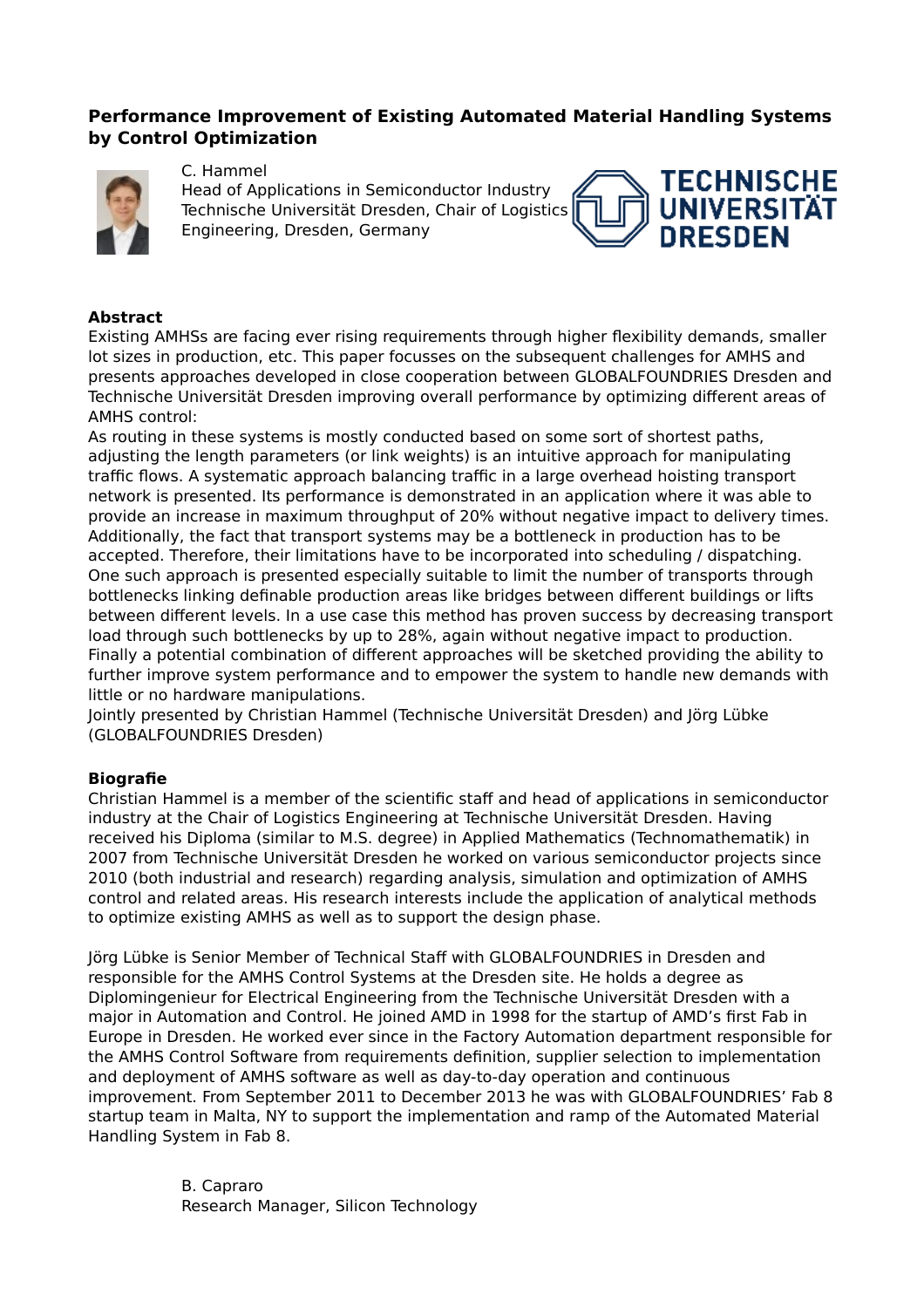## Performance Improvement of Existing Automated Material Handling Systems by Control Optimization

C. Hammel
Head of Applications in Semiconductor Industry
Technische Universität Dresden, Chair of Logistics Engineering, Dresden, Germany

**Abstract**

Existing AMHSs are facing ever rising requirements through higher flexibility demands, smaller lot sizes in production, etc. This paper focusses on the subsequent challenges for AMHS and presents approaches developed in close cooperation between GLOBALFOUNDRIES Dresden and Technische Universität Dresden improving overall performance by optimizing different areas of AMHS control:

As routing in these systems is mostly conducted based on some sort of shortest paths, adjusting the length parameters (or link weights) is an intuitive approach for manipulating traffic flows. A systematic approach balancing traffic in a large overhead hoisting transport network is presented. Its performance is demonstrated in an application where it was able to provide an increase in maximum throughput of 20% without negative impact to delivery times. Additionally, the fact that transport systems may be a bottleneck in production has to be accepted. Therefore, their limitations have to be incorporated into scheduling / dispatching. One such approach is presented especially suitable to limit the number of transports through bottlenecks linking definable production areas like bridges between different buildings or lifts between different levels. In a use case this method has proven success by decreasing transport load through such bottlenecks by up to 28%, again without negative impact to production. Finally a potential combination of different approaches will be sketched providing the ability to further improve system performance and to empower the system to handle new demands with little or no hardware manipulations.

Jointly presented by Christian Hammel (Technische Universität Dresden) and Jörg Lübke (GLOBALFOUNDRIES Dresden)

**Biografie**

Christian Hammel is a member of the scientific staff and head of applications in semiconductor industry at the Chair of Logistics Engineering at Technische Universität Dresden. Having received his Diploma (similar to M.S. degree) in Applied Mathematics (Technomathematik) in 2007 from Technische Universität Dresden he worked on various semiconductor projects since 2010 (both industrial and research) regarding analysis, simulation and optimization of AMHS control and related areas. His research interests include the application of analytical methods to optimize existing AMHS as well as to support the design phase.

Jörg Lübke is Senior Member of Technical Staff with GLOBALFOUNDRIES in Dresden and responsible for the AMHS Control Systems at the Dresden site. He holds a degree as Diplomingenieur for Electrical Engineering from the Technische Universität Dresden with a major in Automation and Control. He joined AMD in 1998 for the startup of AMD's first Fab in Europe in Dresden. He worked ever since in the Factory Automation department responsible for the AMHS Control Software from requirements definition, supplier selection to implementation and deployment of AMHS software as well as day-to-day operation and continuous improvement. From September 2011 to December 2013 he was with GLOBALFOUNDRIES' Fab 8 startup team in Malta, NY to support the implementation and ramp of the Automated Material Handling System in Fab 8.

B. Capraro
Research Manager, Silicon Technology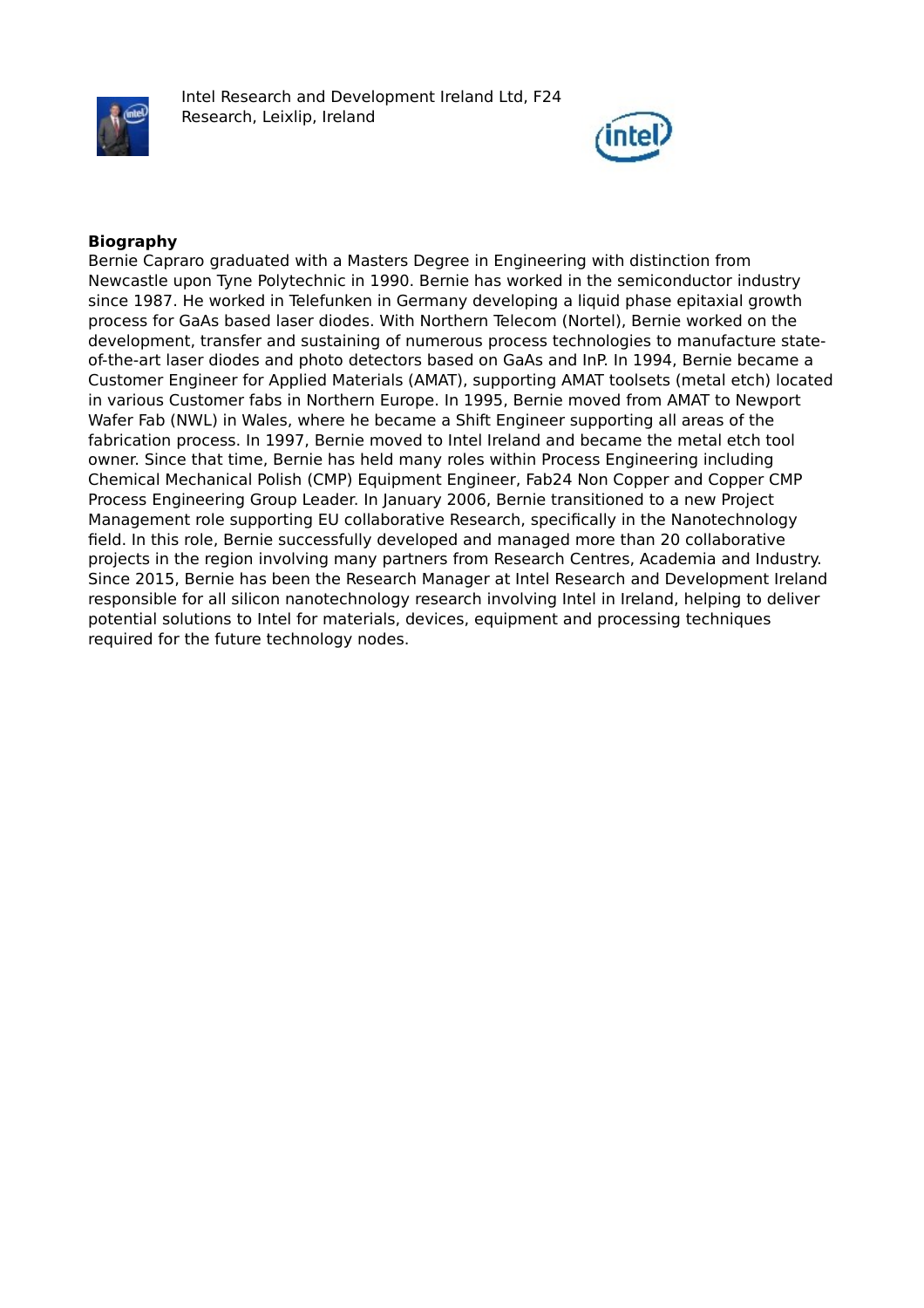Intel Research and Development Ireland Ltd, F24 Research, Leixlip, Ireland

**Biography**

Bernie Capraro graduated with a Masters Degree in Engineering with distinction from Newcastle upon Tyne Polytechnic in 1990. Bernie has worked in the semiconductor industry since 1987. He worked in Telefunken in Germany developing a liquid phase epitaxial growth process for GaAs based laser diodes. With Northern Telecom (Nortel), Bernie worked on the development, transfer and sustaining of numerous process technologies to manufacture state-of-the-art laser diodes and photo detectors based on GaAs and InP. In 1994, Bernie became a Customer Engineer for Applied Materials (AMAT), supporting AMAT toolsets (metal etch) located in various Customer fabs in Northern Europe. In 1995, Bernie moved from AMAT to Newport Wafer Fab (NWL) in Wales, where he became a Shift Engineer supporting all areas of the fabrication process. In 1997, Bernie moved to Intel Ireland and became the metal etch tool owner. Since that time, Bernie has held many roles within Process Engineering including Chemical Mechanical Polish (CMP) Equipment Engineer, Fab24 Non Copper and Copper CMP Process Engineering Group Leader. In January 2006, Bernie transitioned to a new Project Management role supporting EU collaborative Research, specifically in the Nanotechnology field. In this role, Bernie successfully developed and managed more than 20 collaborative projects in the region involving many partners from Research Centres, Academia and Industry. Since 2015, Bernie has been the Research Manager at Intel Research and Development Ireland responsible for all silicon nanotechnology research involving Intel in Ireland, helping to deliver potential solutions to Intel for materials, devices, equipment and processing techniques required for the future technology nodes.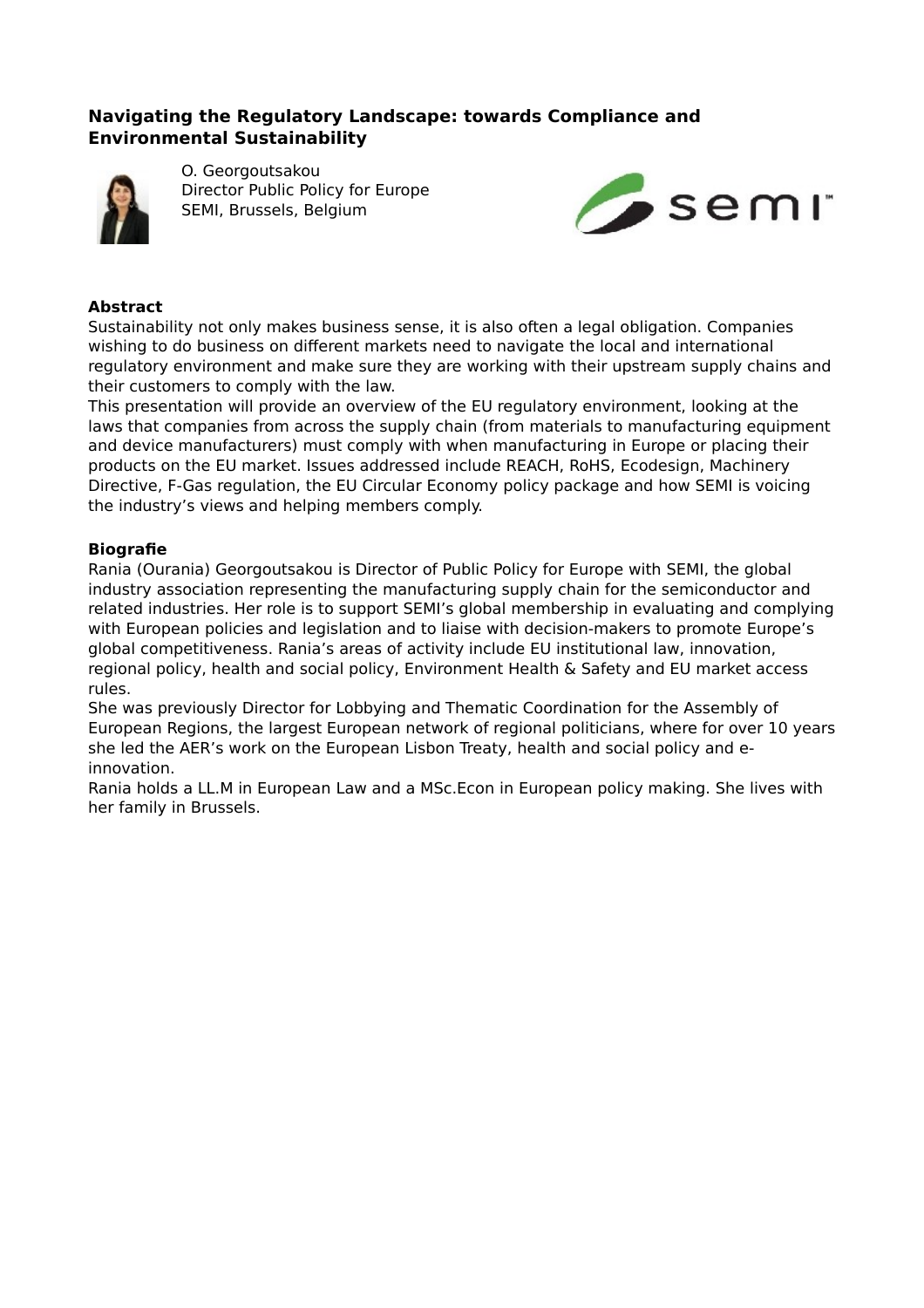## Navigating the Regulatory Landscape: towards Compliance and Environmental Sustainability

O. Georgoutsakou
Director Public Policy for Europe
SEMI, Brussels, Belgium

**Abstract**

Sustainability not only makes business sense, it is also often a legal obligation. Companies wishing to do business on different markets need to navigate the local and international regulatory environment and make sure they are working with their upstream supply chains and their customers to comply with the law.

This presentation will provide an overview of the EU regulatory environment, looking at the laws that companies from across the supply chain (from materials to manufacturing equipment and device manufacturers) must comply with when manufacturing in Europe or placing their products on the EU market. Issues addressed include REACH, RoHS, Ecodesign, Machinery Directive, F-Gas regulation, the EU Circular Economy policy package and how SEMI is voicing the industry's views and helping members comply.

**Biografie**

Rania (Ourania) Georgoutsakou is Director of Public Policy for Europe with SEMI, the global industry association representing the manufacturing supply chain for the semiconductor and related industries. Her role is to support SEMI's global membership in evaluating and complying with European policies and legislation and to liaise with decision-makers to promote Europe's global competitiveness. Rania's areas of activity include EU institutional law, innovation, regional policy, health and social policy, Environment Health & Safety and EU market access rules.

She was previously Director for Lobbying and Thematic Coordination for the Assembly of European Regions, the largest European network of regional politicians, where for over 10 years she led the AER's work on the European Lisbon Treaty, health and social policy and e-innovation.

Rania holds a LL.M in European Law and a MSc.Econ in European policy making. She lives with her family in Brussels.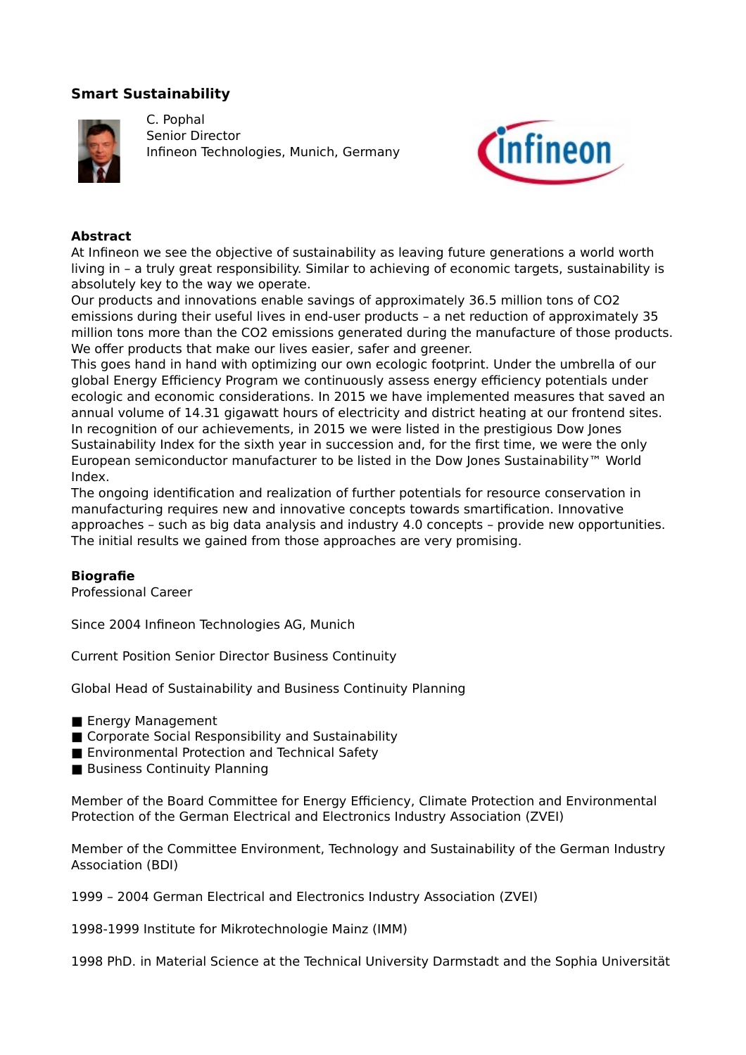## Smart Sustainability

C. Pophal
Senior Director
Infineon Technologies, Munich, Germany

**Abstract**

At Infineon we see the objective of sustainability as leaving future generations a world worth living in – a truly great responsibility. Similar to achieving of economic targets, sustainability is absolutely key to the way we operate.

Our products and innovations enable savings of approximately 36.5 million tons of $CO_2$ emissions during their useful lives in end-user products – a net reduction of approximately 35 million tons more than the $CO_2$ emissions generated during the manufacture of those products. We offer products that make our lives easier, safer and greener.

This goes hand in hand with optimizing our own ecologic footprint. Under the umbrella of our global Energy Efficiency Program we continuously assess energy efficiency potentials under ecologic and economic considerations. In 2015 we have implemented measures that saved an annual volume of 14.31 gigawatt hours of electricity and district heating at our frontend sites. In recognition of our achievements, in 2015 we were listed in the prestigious Dow Jones Sustainability Index for the sixth year in succession and, for the first time, we were the only European semiconductor manufacturer to be listed in the Dow Jones Sustainability™ World Index.

The ongoing identification and realization of further potentials for resource conservation in manufacturing requires new and innovative concepts towards smartification. Innovative approaches – such as big data analysis and industry 4.0 concepts – provide new opportunities. The initial results we gained from those approaches are very promising.

**Biografie**

Professional Career

Since 2004 Infineon Technologies AG, Munich

Current Position Senior Director Business Continuity

Global Head of Sustainability and Business Continuity Planning

- Energy Management
- Corporate Social Responsibility and Sustainability
- Environmental Protection and Technical Safety
- Business Continuity Planning

Member of the Board Committee for Energy Efficiency, Climate Protection and Environmental Protection of the German Electrical and Electronics Industry Association (ZVEI)

Member of the Committee Environment, Technology and Sustainability of the German Industry Association (BDI)

1999 – 2004 German Electrical and Electronics Industry Association (ZVEI)

1998-1999 Institute for Mikrotechnologie Mainz (IMM)

1998 PhD. in Material Science at the Technical University Darmstadt and the Sophia Universität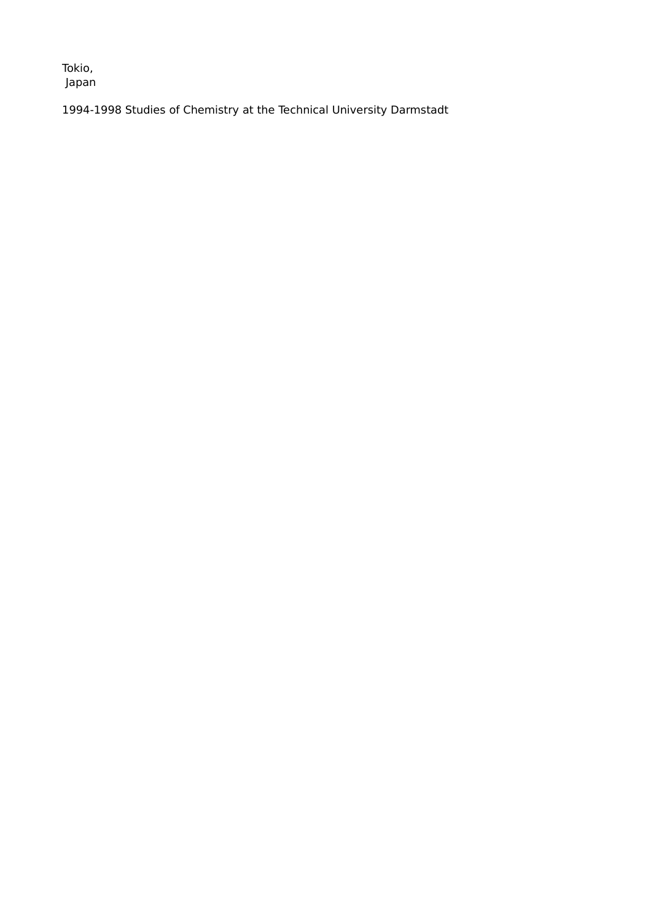Tokio,
Japan

1994-1998 Studies of Chemistry at the Technical University Darmstadt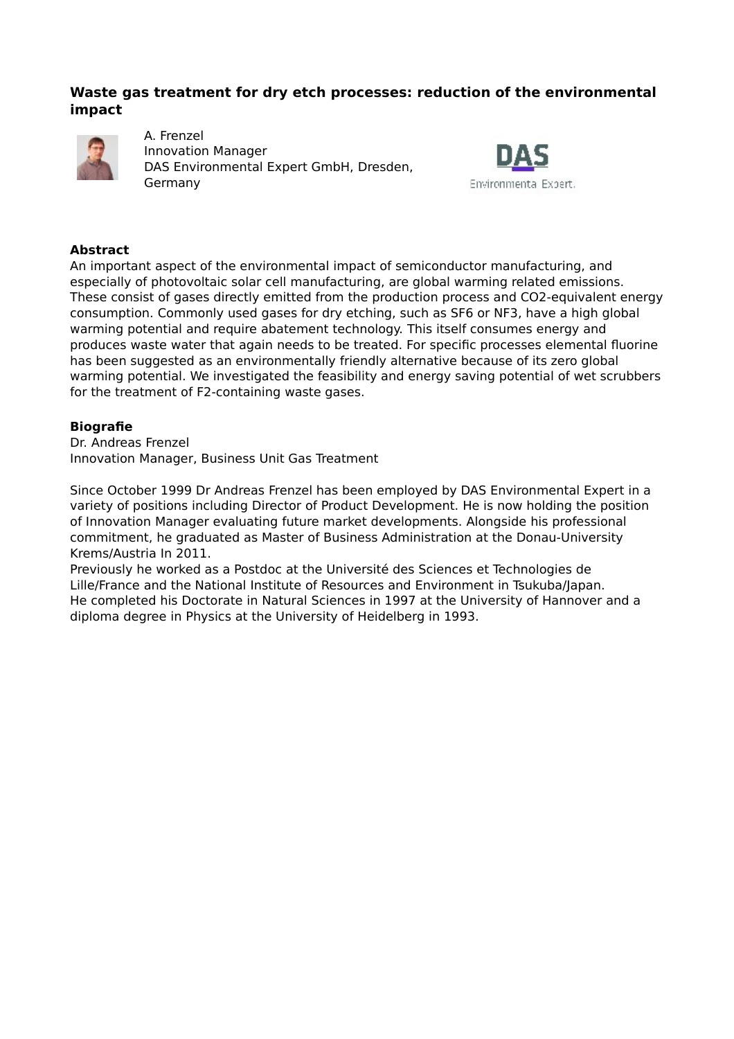## Waste gas treatment for dry etch processes: reduction of the environmental impact

A. Frenzel
Innovation Manager
DAS Environmental Expert GmbH, Dresden, Germany

**Abstract**

An important aspect of the environmental impact of semiconductor manufacturing, and especially of photovoltaic solar cell manufacturing, are global warming related emissions. These consist of gases directly emitted from the production process and $CO_2$-equivalent energy consumption. Commonly used gases for dry etching, such as $SF_6$ or $NF_3$, have a high global warming potential and require abatement technology. This itself consumes energy and produces waste water that again needs to be treated. For specific processes elemental fluorine has been suggested as an environmentally friendly alternative because of its zero global warming potential. We investigated the feasibility and energy saving potential of wet scrubbers for the treatment of $F_2$-containing waste gases.

**Biografie**

Dr. Andreas Frenzel
Innovation Manager, Business Unit Gas Treatment

Since October 1999 Dr Andreas Frenzel has been employed by DAS Environmental Expert in a variety of positions including Director of Product Development. He is now holding the position of Innovation Manager evaluating future market developments. Alongside his professional commitment, he graduated as Master of Business Administration at the Donau-University Krems/Austria In 2011.
Previously he worked as a Postdoc at the Université des Sciences et Technologies de Lille/France and the National Institute of Resources and Environment in Tsukuba/Japan.
He completed his Doctorate in Natural Sciences in 1997 at the University of Hannover and a diploma degree in Physics at the University of Heidelberg in 1993.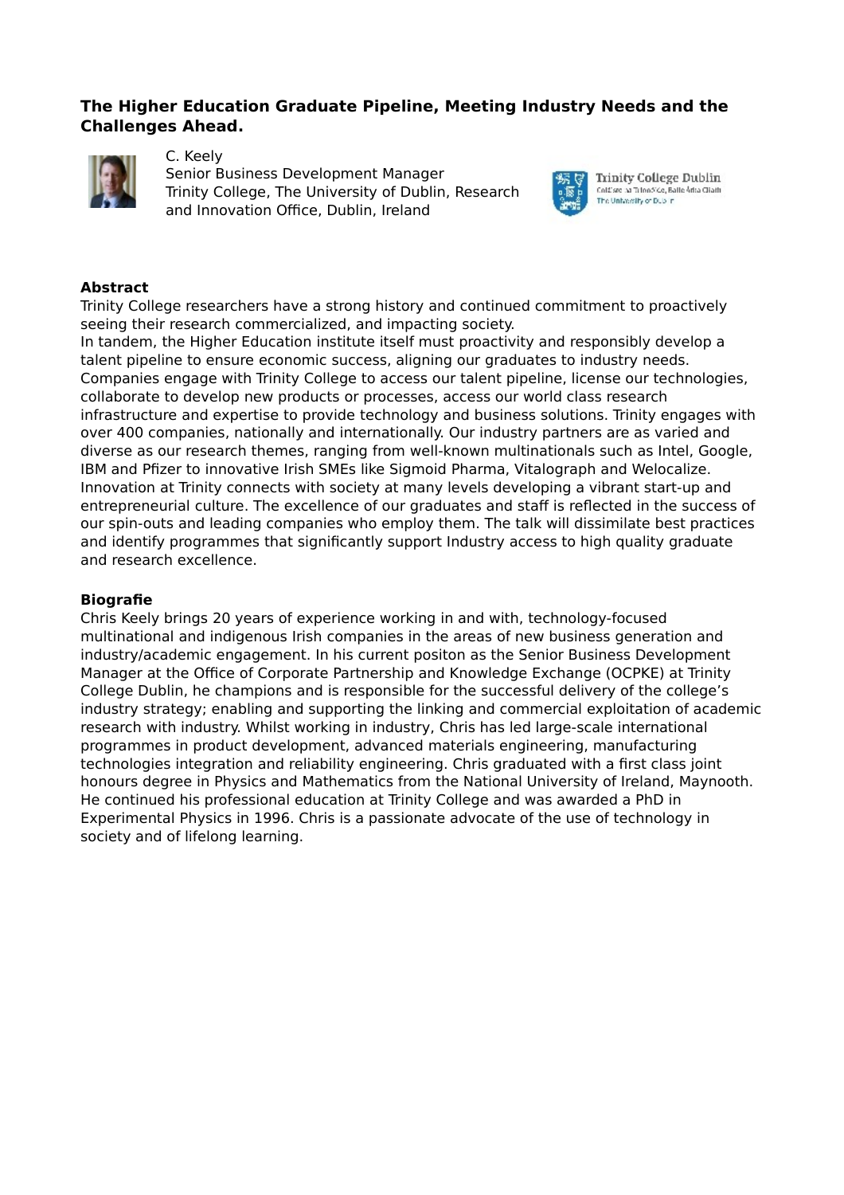# The Higher Education Graduate Pipeline, Meeting Industry Needs and the Challenges Ahead.

C. Keely
Senior Business Development Manager
Trinity College, The University of Dublin, Research and Innovation Office, Dublin, Ireland

**Abstract**

Trinity College researchers have a strong history and continued commitment to proactively seeing their research commercialized, and impacting society.
In tandem, the Higher Education institute itself must proactivity and responsibly develop a talent pipeline to ensure economic success, aligning our graduates to industry needs. Companies engage with Trinity College to access our talent pipeline, license our technologies, collaborate to develop new products or processes, access our world class research infrastructure and expertise to provide technology and business solutions. Trinity engages with over 400 companies, nationally and internationally. Our industry partners are as varied and diverse as our research themes, ranging from well-known multinationals such as Intel, Google, IBM and Pfizer to innovative Irish SMEs like Sigmoid Pharma, Vitalograph and Welocalize. Innovation at Trinity connects with society at many levels developing a vibrant start-up and entrepreneurial culture. The excellence of our graduates and staff is reflected in the success of our spin-outs and leading companies who employ them. The talk will dissimilate best practices and identify programmes that significantly support Industry access to high quality graduate and research excellence.

**Biografie**

Chris Keely brings 20 years of experience working in and with, technology-focused multinational and indigenous Irish companies in the areas of new business generation and industry/academic engagement. In his current positon as the Senior Business Development Manager at the Office of Corporate Partnership and Knowledge Exchange (OCPKE) at Trinity College Dublin, he champions and is responsible for the successful delivery of the college's industry strategy; enabling and supporting the linking and commercial exploitation of academic research with industry. Whilst working in industry, Chris has led large-scale international programmes in product development, advanced materials engineering, manufacturing technologies integration and reliability engineering. Chris graduated with a first class joint honours degree in Physics and Mathematics from the National University of Ireland, Maynooth. He continued his professional education at Trinity College and was awarded a PhD in Experimental Physics in 1996. Chris is a passionate advocate of the use of technology in society and of lifelong learning.